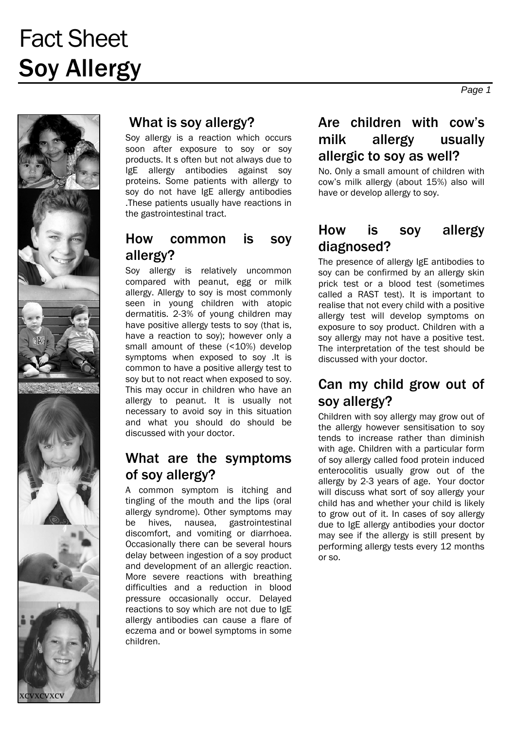# Fact Sheet
# Soy Allergy

## What is soy allergy?

Soy allergy is a reaction which occurs soon after exposure to soy or soy products. It s often but not always due to IgE allergy antibodies against soy proteins. Some patients with allergy to soy do not have IgE allergy antibodies .These patients usually have reactions in the gastrointestinal tract.

## How common is soy allergy?

Soy allergy is relatively uncommon compared with peanut, egg or milk allergy. Allergy to soy is most commonly seen in young children with atopic dermatitis. 2-3% of young children may have positive allergy tests to soy (that is, have a reaction to soy); however only a small amount of these (<10%) develop symptoms when exposed to soy .It is common to have a positive allergy test to soy but to not react when exposed to soy. This may occur in children who have an allergy to peanut. It is usually not necessary to avoid soy in this situation and what you should do should be discussed with your doctor.

## What are the symptoms of soy allergy?

A common symptom is itching and tingling of the mouth and the lips (oral allergy syndrome). Other symptoms may be hives, nausea, gastrointestinal discomfort, and vomiting or diarrhoea. Occasionally there can be several hours delay between ingestion of a soy product and development of an allergic reaction. More severe reactions with breathing difficulties and a reduction in blood pressure occasionally occur. Delayed reactions to soy which are not due to IgE allergy antibodies can cause a flare of eczema and or bowel symptoms in some children.

## Are children with cow's milk allergy usually allergic to soy as well?

No. Only a small amount of children with cow's milk allergy (about 15%) also will have or develop allergy to soy.

## How is soy allergy diagnosed?

The presence of allergy IgE antibodies to soy can be confirmed by an allergy skin prick test or a blood test (sometimes called a RAST test). It is important to realise that not every child with a positive allergy test will develop symptoms on exposure to soy product. Children with a soy allergy may not have a positive test. The interpretation of the test should be discussed with your doctor.

## Can my child grow out of soy allergy?

Children with soy allergy may grow out of the allergy however sensitisation to soy tends to increase rather than diminish with age. Children with a particular form of soy allergy called food protein induced enterocolitis usually grow out of the allergy by 2-3 years of age. Your doctor will discuss what sort of soy allergy your child has and whether your child is likely to grow out of it. In cases of soy allergy due to IgE allergy antibodies your doctor may see if the allergy is still present by performing allergy tests every 12 months or so.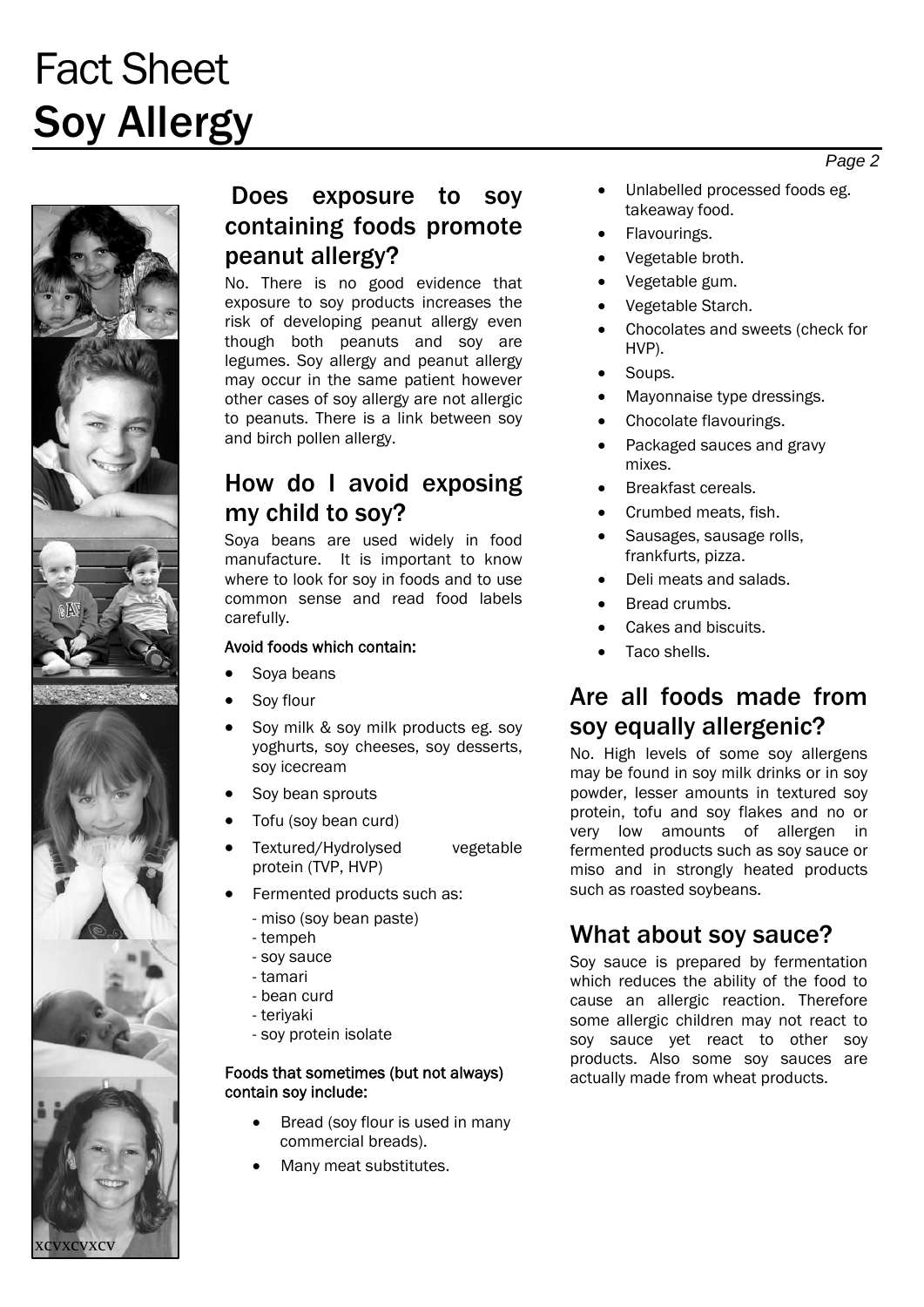# Fact Sheet
# Soy Allergy

## Does exposure to soy containing foods promote peanut allergy?

No. There is no good evidence that exposure to soy products increases the risk of developing peanut allergy even though both peanuts and soy are legumes. Soy allergy and peanut allergy may occur in the same patient however other cases of soy allergy are not allergic to peanuts. There is a link between soy and birch pollen allergy.

## How do I avoid exposing my child to soy?

Soya beans are used widely in food manufacture. It is important to know where to look for soy in foods and to use common sense and read food labels carefully.

**Avoid foods which contain:**

- Soya beans
- Soy flour
- Soy milk & soy milk products eg. soy yoghurts, soy cheeses, soy desserts, soy icecream
- Soy bean sprouts
- Tofu (soy bean curd)
- Textured/Hydrolysed vegetable protein (TVP, HVP)
- Fermented products such as:
  - miso (soy bean paste)
  - tempeh
  - soy sauce
  - tamari
  - bean curd
  - teriyaki
  - soy protein isolate

**Foods that sometimes (but not always) contain soy include:**

- Bread (soy flour is used in many commercial breads).
- Many meat substitutes.
- Unlabelled processed foods eg. takeaway food.
- Flavourings.
- Vegetable broth.
- Vegetable gum.
- Vegetable Starch.
- Chocolates and sweets (check for HVP).
- Soups.
- Mayonnaise type dressings.
- Chocolate flavourings.
- Packaged sauces and gravy mixes.
- Breakfast cereals.
- Crumbed meats, fish.
- Sausages, sausage rolls, frankfurts, pizza.
- Deli meats and salads.
- Bread crumbs.
- Cakes and biscuits.
- Taco shells.

## Are all foods made from soy equally allergenic?

No. High levels of some soy allergens may be found in soy milk drinks or in soy powder, lesser amounts in textured soy protein, tofu and soy flakes and no or very low amounts of allergen in fermented products such as soy sauce or miso and in strongly heated products such as roasted soybeans.

## What about soy sauce?

Soy sauce is prepared by fermentation which reduces the ability of the food to cause an allergic reaction. Therefore some allergic children may not react to soy sauce yet react to other soy products. Also some soy sauces are actually made from wheat products.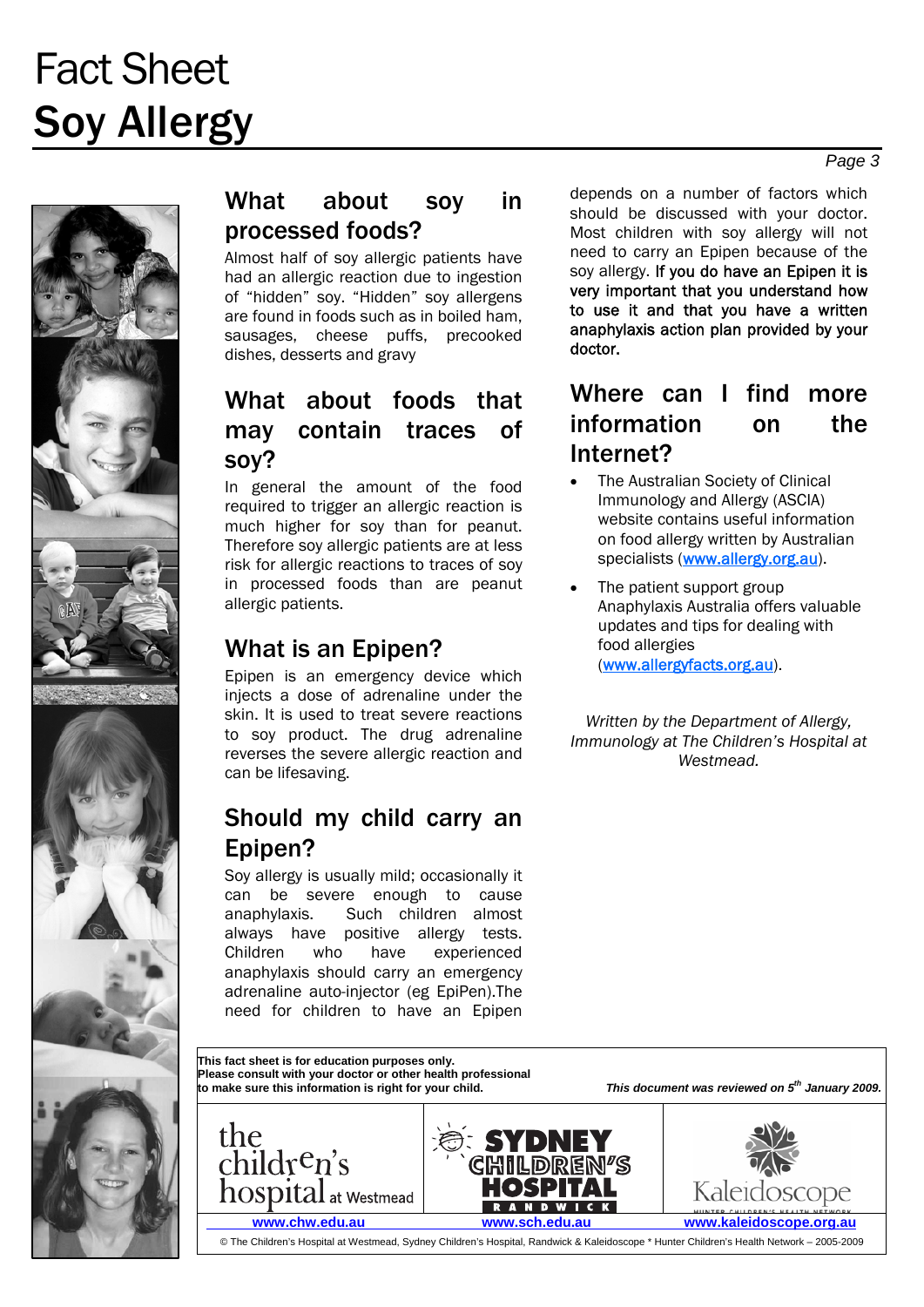# Fact Sheet

# Soy Allergy

## What about soy in processed foods?

Almost half of soy allergic patients have had an allergic reaction due to ingestion of "hidden" soy. "Hidden" soy allergens are found in foods such as in boiled ham, sausages, cheese puffs, precooked dishes, desserts and gravy

## What about foods that may contain traces of soy?

In general the amount of the food required to trigger an allergic reaction is much higher for soy than for peanut. Therefore soy allergic patients are at less risk for allergic reactions to traces of soy in processed foods than are peanut allergic patients.

## What is an Epipen?

Epipen is an emergency device which injects a dose of adrenaline under the skin. It is used to treat severe reactions to soy product. The drug adrenaline reverses the severe allergic reaction and can be lifesaving.

## Should my child carry an Epipen?

Soy allergy is usually mild; occasionally it can be severe enough to cause anaphylaxis. Such children almost always have positive allergy tests. Children who have experienced anaphylaxis should carry an emergency adrenaline auto-injector (eg EpiPen).The need for children to have an Epipen depends on a number of factors which should be discussed with your doctor. Most children with soy allergy will not need to carry an Epipen because of the soy allergy. **If you do have an Epipen it is very important that you understand how to use it and that you have a written anaphylaxis action plan provided by your doctor.**

## Where can I find more information on the Internet?

- The Australian Society of Clinical Immunology and Allergy (ASCIA) website contains useful information on food allergy written by Australian specialists (www.allergy.org.au).
- The patient support group Anaphylaxis Australia offers valuable updates and tips for dealing with food allergies (www.allergyfacts.org.au).

*Written by the Department of Allergy, Immunology at The Children's Hospital at Westmead.*

**This fact sheet is for education purposes only. Please consult with your doctor or other health professional to make sure this information is right for your child.**

***This document was reviewed on 5th January 2009.***

the children's hospital at Westmead — www.chw.edu.au

SYDNEY CHILDREN'S HOSPITAL RANDWICK — www.sch.edu.au

Kaleidoscope HUNTER CHILDREN'S HEALTH NETWORK — www.kaleidoscope.org.au

© The Children's Hospital at Westmead, Sydney Children's Hospital, Randwick & Kaleidoscope * Hunter Children's Health Network – 2005-2009